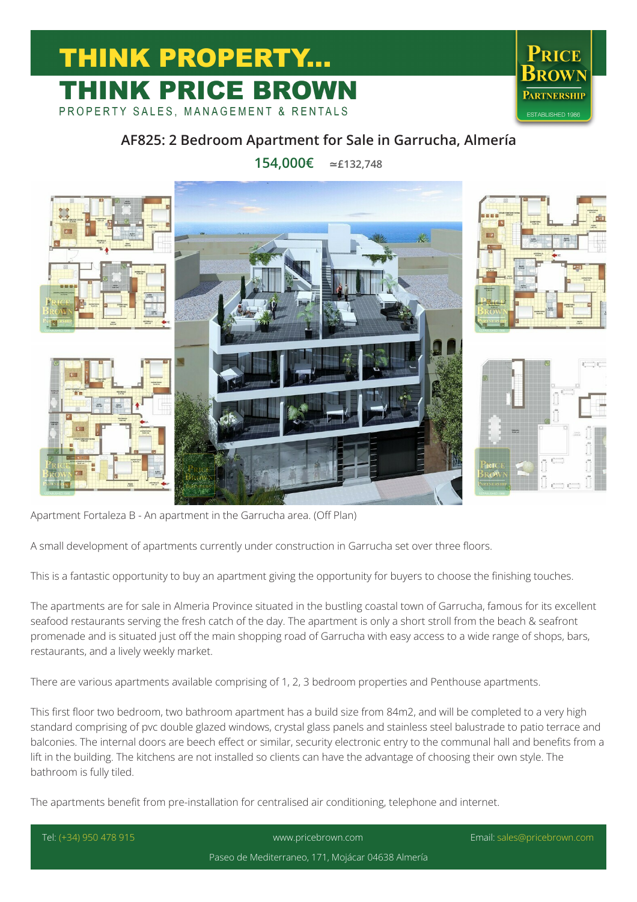# THINK PROPERTY...
# THINK PRICE BROWN

PROPERTY SALES, MANAGEMENT & RENTALS

## AF825: 2 Bedroom Apartment for Sale in Garrucha, Almería

**154,000€** ≃£132,748

Apartment Fortaleza B - An apartment in the Garrucha area. (Off Plan)

A small development of apartments currently under construction in Garrucha set over three floors.

This is a fantastic opportunity to buy an apartment giving the opportunity for buyers to choose the finishing touches.

The apartments are for sale in Almeria Province situated in the bustling coastal town of Garrucha, famous for its excellent seafood restaurants serving the fresh catch of the day. The apartment is only a short stroll from the beach & seafront promenade and is situated just off the main shopping road of Garrucha with easy access to a wide range of shops, bars, restaurants, and a lively weekly market.

There are various apartments available comprising of 1, 2, 3 bedroom properties and Penthouse apartments.

This first floor two bedroom, two bathroom apartment has a build size from 84m2, and will be completed to a very high standard comprising of pvc double glazed windows, crystal glass panels and stainless steel balustrade to patio terrace and balconies. The internal doors are beech effect or similar, security electronic entry to the communal hall and benefits from a lift in the building. The kitchens are not installed so clients can have the advantage of choosing their own style. The bathroom is fully tiled.

The apartments benefit from pre-installation for centralised air conditioning, telephone and internet.

Tel: (+34) 950 478 915 | www.pricebrown.com | Email: sales@pricebrown.com

Paseo de Mediterraneo, 171, Mojácar 04638 Almería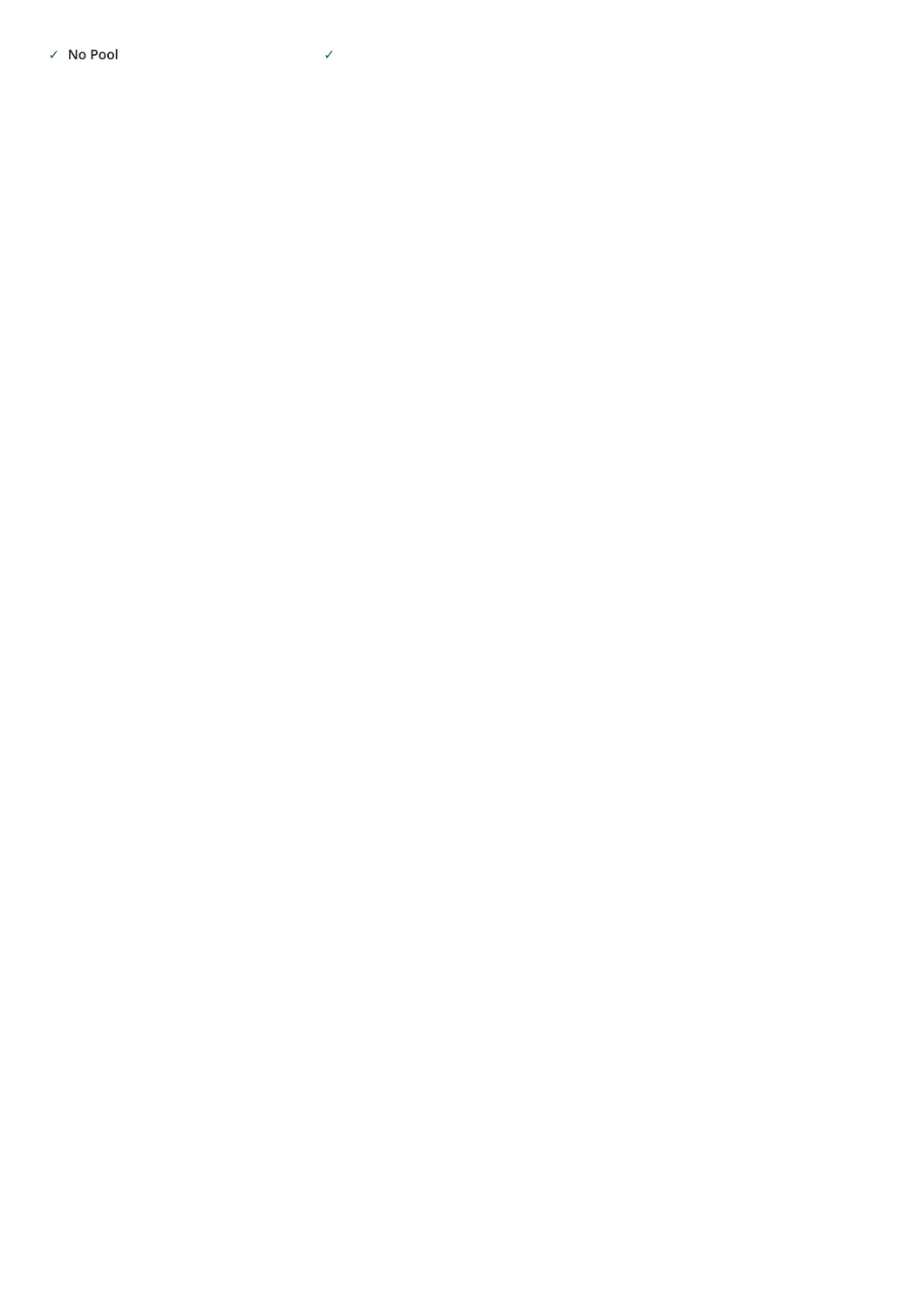- ✓ **No Pool**
- ✓